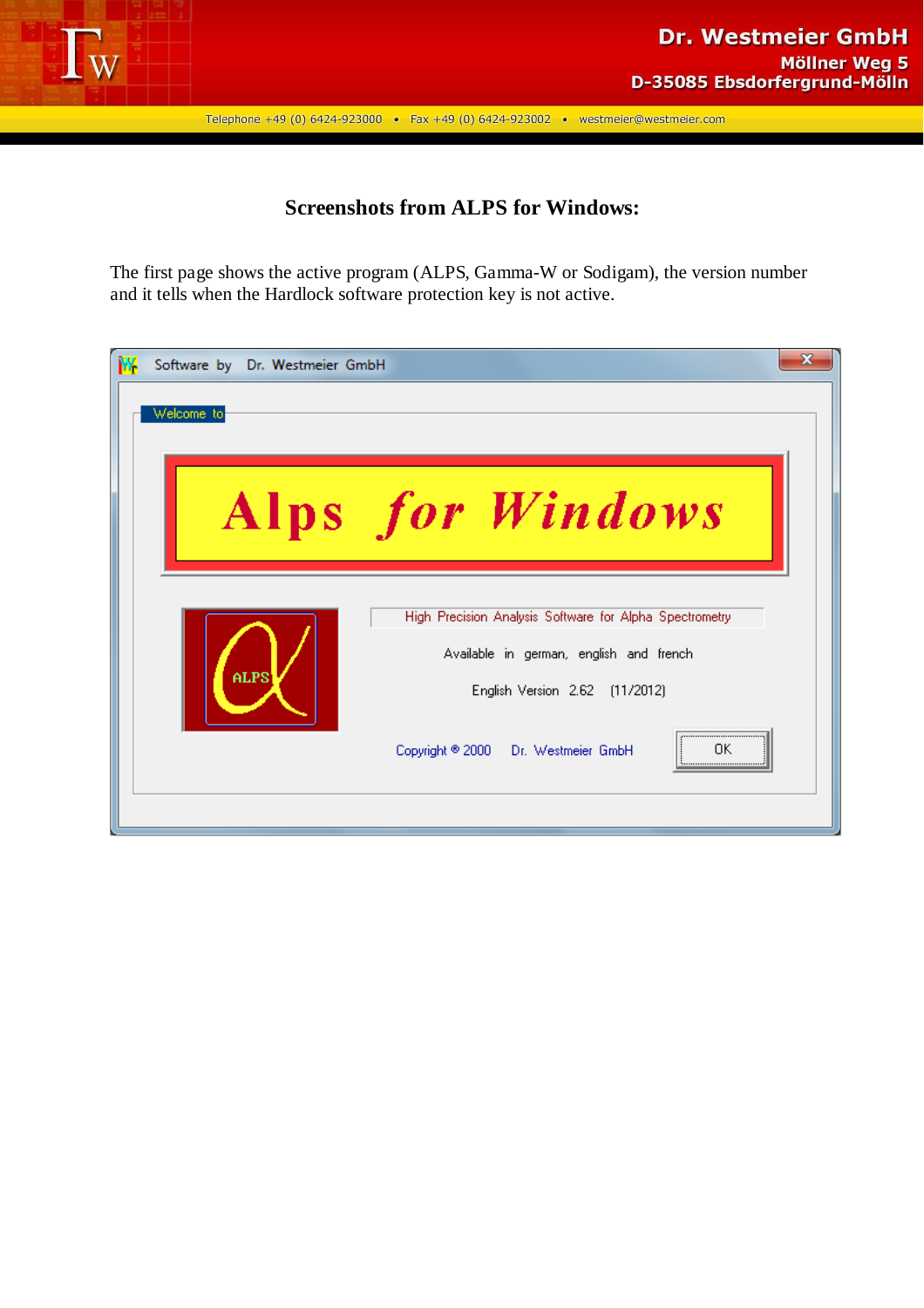Dr. Westmeier GmbH
Möllner Weg 5
D-35085 Ebsdorfergrund-Mölln

Telephone +49 (0) 6424-923000 • Fax +49 (0) 6424-923002 • westmeier@westmeier.com

## Screenshots from ALPS for Windows:

The first page shows the active program (ALPS, Gamma-W or Sodigam), the version number and it tells when the Hardlock software protection key is not active.

Software by Dr. Westmeier GmbH

Welcome to

Alps for Windows

ALPS

High Precision Analysis Software for Alpha Spectrometry

Available in german, english and french

English Version 2.62 (11/2012)

Copyright ® 2000 Dr. Westmeier GmbH

OK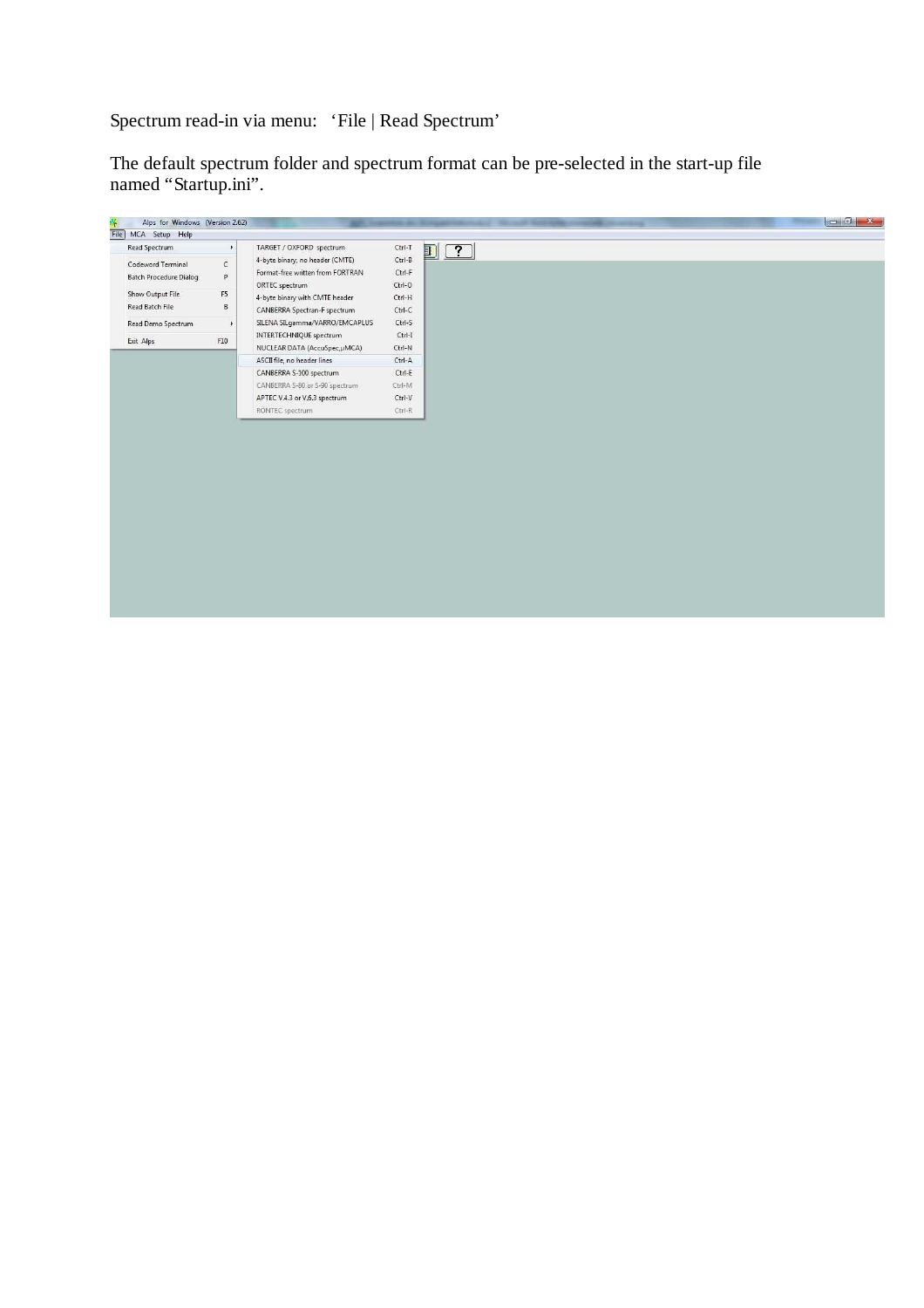Spectrum read-in via menu: ‘File | Read Spectrum’

The default spectrum folder and spectrum format can be pre-selected in the start-up file named “Startup.ini”.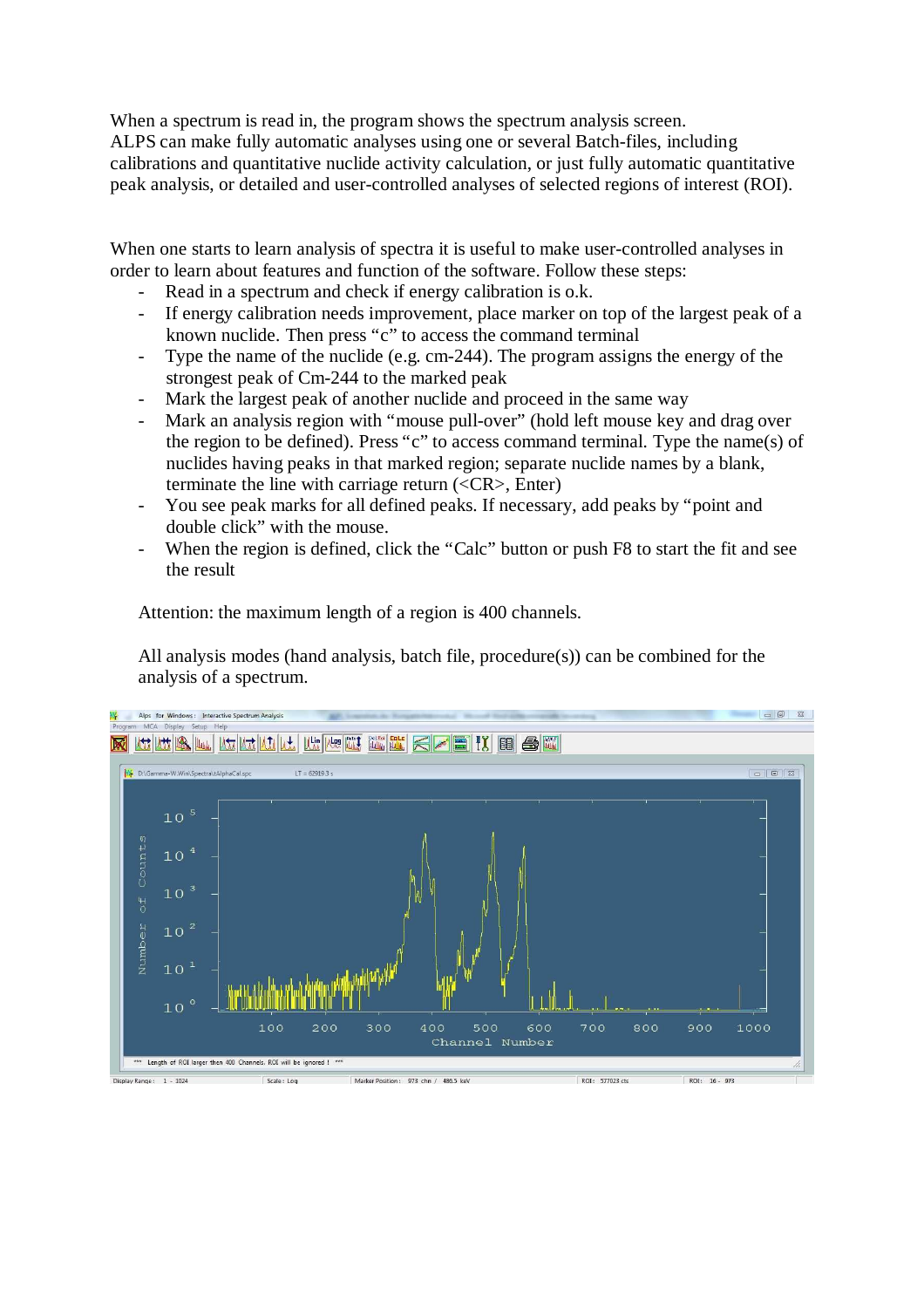When a spectrum is read in, the program shows the spectrum analysis screen.
ALPS can make fully automatic analyses using one or several Batch-files, including calibrations and quantitative nuclide activity calculation, or just fully automatic quantitative peak analysis, or detailed and user-controlled analyses of selected regions of interest (ROI).

When one starts to learn analysis of spectra it is useful to make user-controlled analyses in order to learn about features and function of the software. Follow these steps:

- Read in a spectrum and check if energy calibration is o.k.
- If energy calibration needs improvement, place marker on top of the largest peak of a known nuclide. Then press "c" to access the command terminal
- Type the name of the nuclide (e.g. cm-244). The program assigns the energy of the strongest peak of Cm-244 to the marked peak
- Mark the largest peak of another nuclide and proceed in the same way
- Mark an analysis region with "mouse pull-over" (hold left mouse key and drag over the region to be defined). Press "c" to access command terminal. Type the name(s) of nuclides having peaks in that marked region; separate nuclide names by a blank, terminate the line with carriage return (<CR>, Enter)
- You see peak marks for all defined peaks. If necessary, add peaks by "point and double click" with the mouse.
- When the region is defined, click the "Calc" button or push F8 to start the fit and see the result

Attention: the maximum length of a region is 400 channels.

All analysis modes (hand analysis, batch file, procedure(s)) can be combined for the analysis of a spectrum.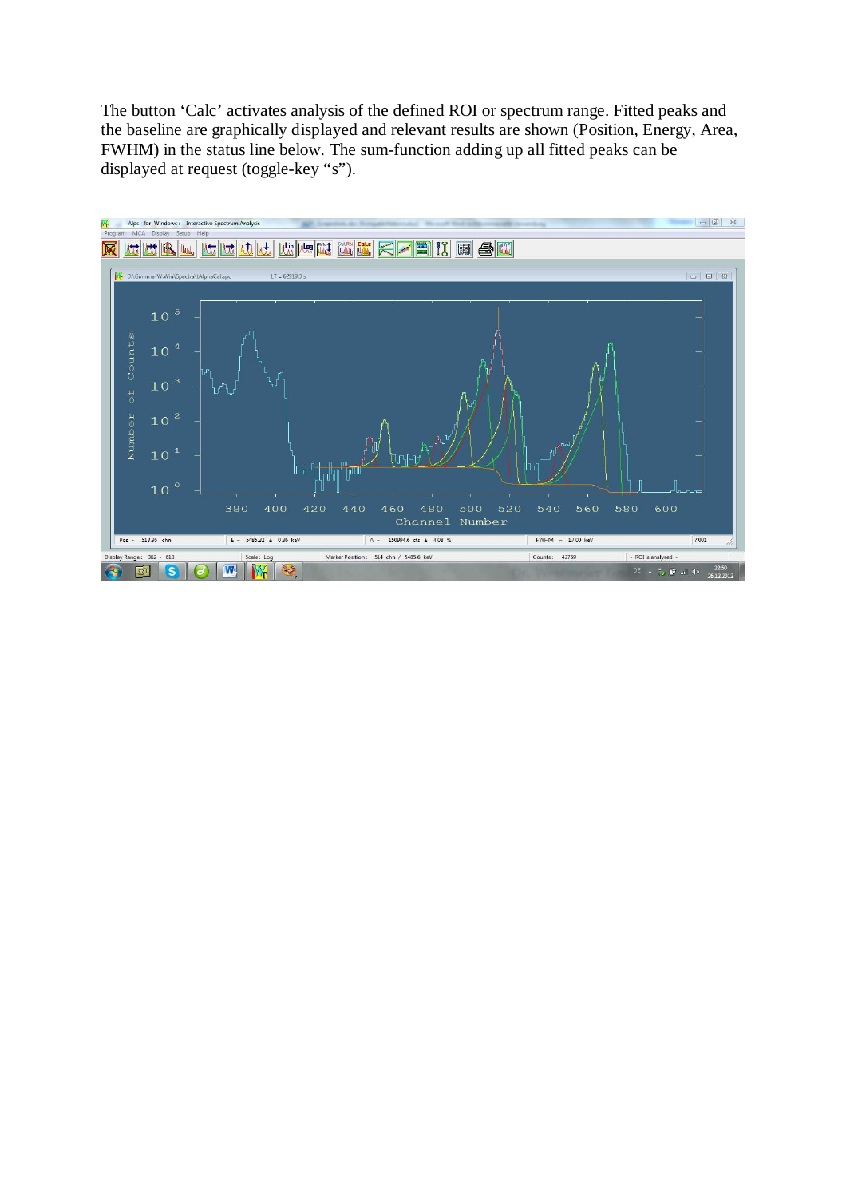The button ‘Calc’ activates analysis of the defined ROI or spectrum range. Fitted peaks and the baseline are graphically displayed and relevant results are shown (Position, Energy, Area, FWHM) in the status line below. The sum-function adding up all fitted peaks can be displayed at request (toggle-key “s”).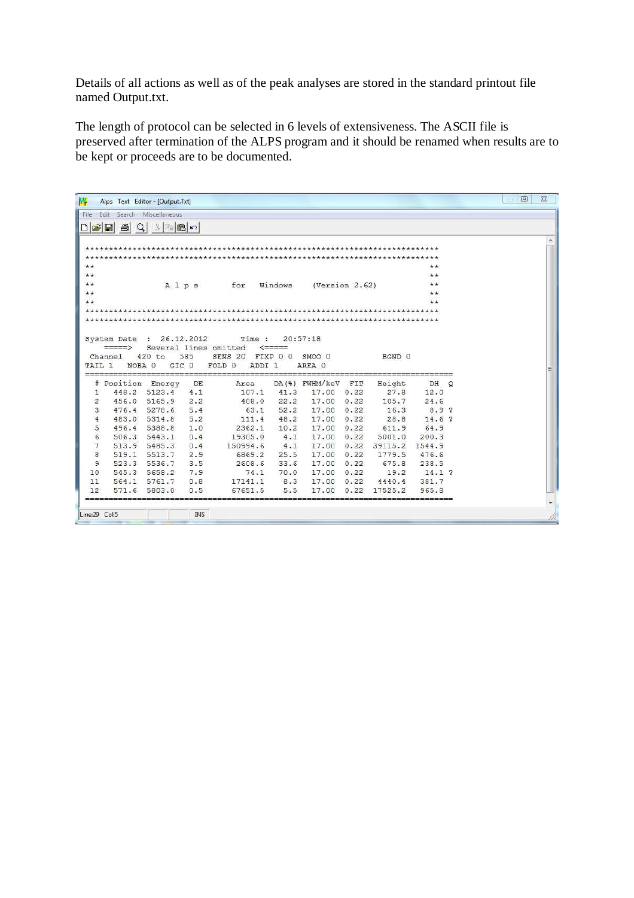Details of all actions as well as of the peak analyses are stored in the standard printout file named Output.txt.

The length of protocol can be selected in 6 levels of extensiveness. The ASCII file is preserved after termination of the ALPS program and it should be renamed when results are to be kept or proceeds are to be documented.

```
Alps Text Editor - [Output.Txt]
File  Edit  Search  Miscellaneous

****************************************************************************
****************************************************************************
**                                                                        **
**                                                                        **
**              A l p s      for   Windows     (Version 2.62)             **
**                                                                        **
**                                                                        **
****************************************************************************
****************************************************************************

 System Date  :  26.12.2012        Time :   20:57:18
    =====>    Several lines omitted    <=====
  Channel    420 to    585    SENS 20  FIXP 0 0  SMOO 0            BGND 0
 TAIL 1    NOBA 0    GIC 0    FOLD 0    ADDI 1    AREA 0
==============================================================================
  # Position  Energy   DE        Area    DA(%) FWHM/keV  FIT    Height     DH  Q
  1    448.2  5123.4   4.1       107.1    41.3   17.00  0.22      27.8    12.0
  2    456.0  5165.9   2.2       408.0    22.2   17.00  0.22     105.7    24.6
  3    476.4  5278.6   5.4        63.1    52.2   17.00  0.22      16.3     8.9 ?
  4    483.0  5314.8   5.2       111.4    48.2   17.00  0.22      28.8    14.6 ?
  5    496.4  5388.8   1.0      2362.1    10.2   17.00  0.22     611.9    64.9
  6    506.3  5443.1   0.4     19305.0     4.1   17.00  0.22    5001.0   200.3
  7    513.9  5485.3   0.4    150994.6     4.1   17.00  0.22   39115.2  1544.9
  8    519.1  5513.7   2.9      6869.2    25.5   17.00  0.22    1779.5   476.6
  9    523.3  5536.7   3.5      2608.6    33.6   17.00  0.22     675.8   238.5
 10    545.3  5658.2   7.9        74.1    70.0   17.00  0.22      19.2    14.1 ?
 11    564.1  5761.7   0.8     17141.1     8.3   17.00  0.22    4440.4   381.7
 12    571.6  5803.0   0.5     67651.5     5.5   17.00  0.22   17525.2   965.8
==============================================================================

Line:29  Col:5        INS
```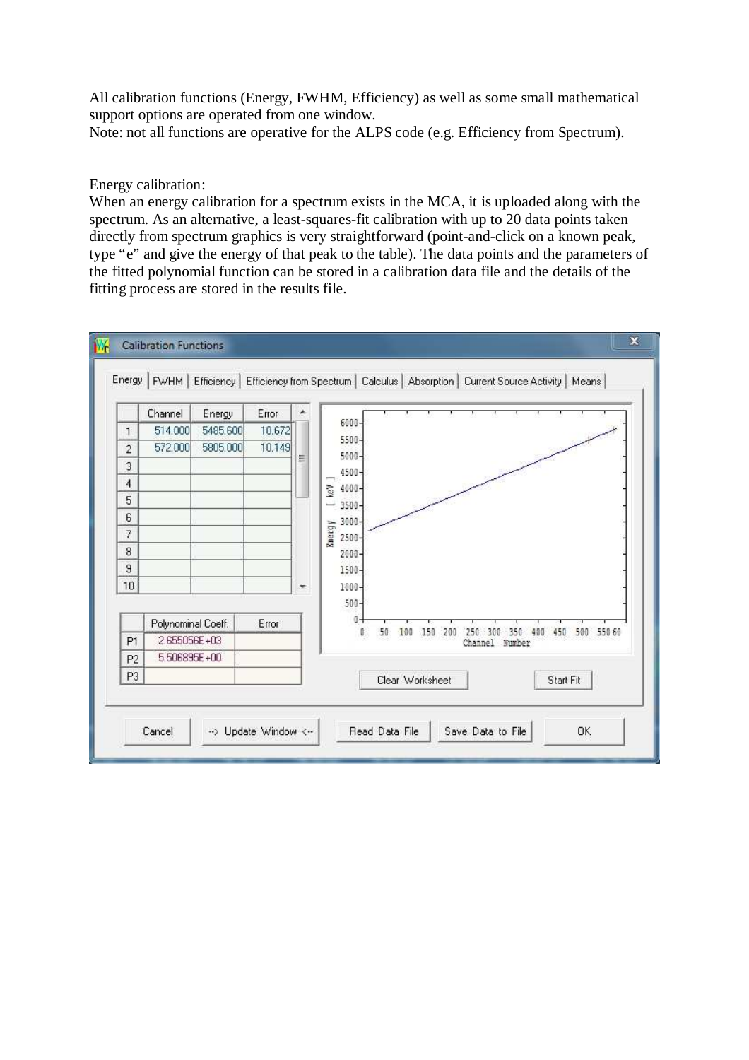All calibration functions (Energy, FWHM, Efficiency) as well as some small mathematical support options are operated from one window.
Note: not all functions are operative for the ALPS code (e.g. Efficiency from Spectrum).

Energy calibration:
When an energy calibration for a spectrum exists in the MCA, it is uploaded along with the spectrum. As an alternative, a least-squares-fit calibration with up to 20 data points taken directly from spectrum graphics is very straightforward (point-and-click on a known peak, type "e" and give the energy of that peak to the table). The data points and the parameters of the fitted polynomial function can be stored in a calibration data file and the details of the fitting process are stored in the results file.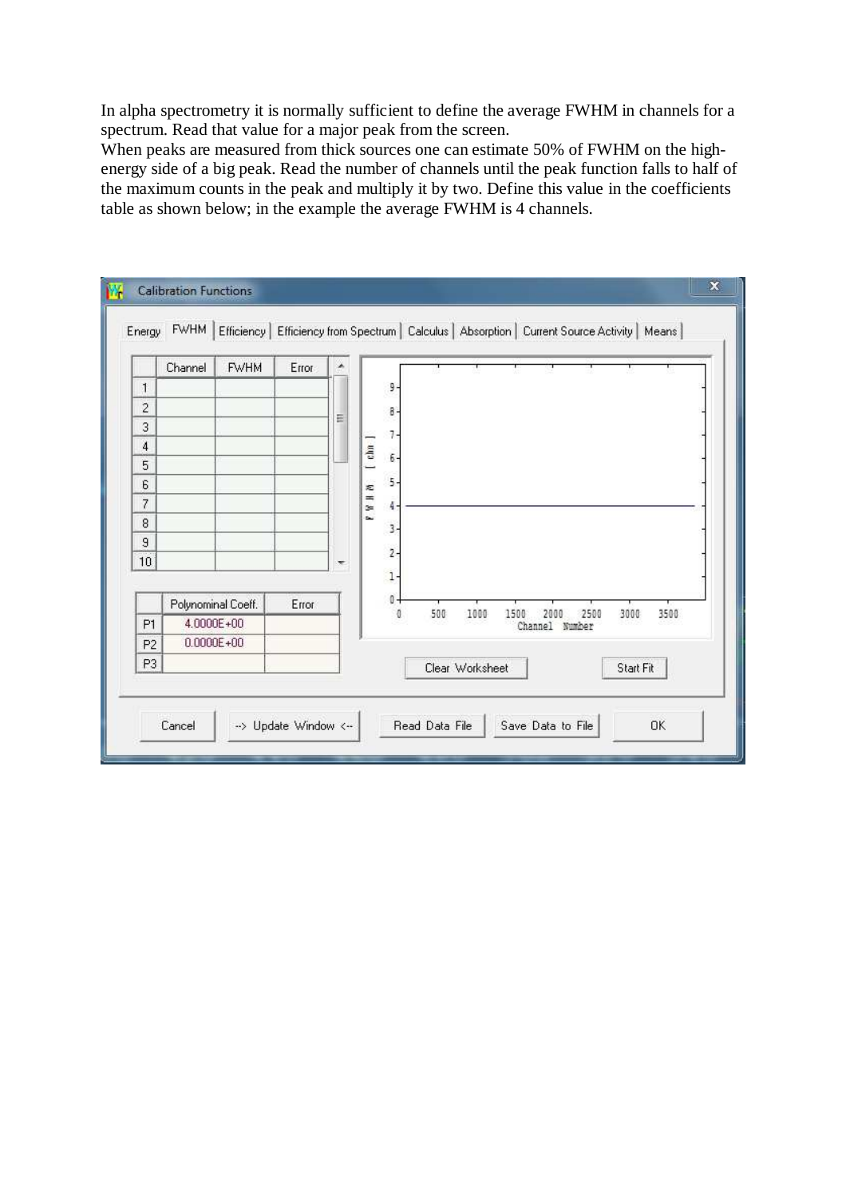In alpha spectrometry it is normally sufficient to define the average FWHM in channels for a spectrum. Read that value for a major peak from the screen.
When peaks are measured from thick sources one can estimate 50% of FWHM on the high-energy side of a big peak. Read the number of channels until the peak function falls to half of the maximum counts in the peak and multiply it by two. Define this value in the coefficients table as shown below; in the example the average FWHM is 4 channels.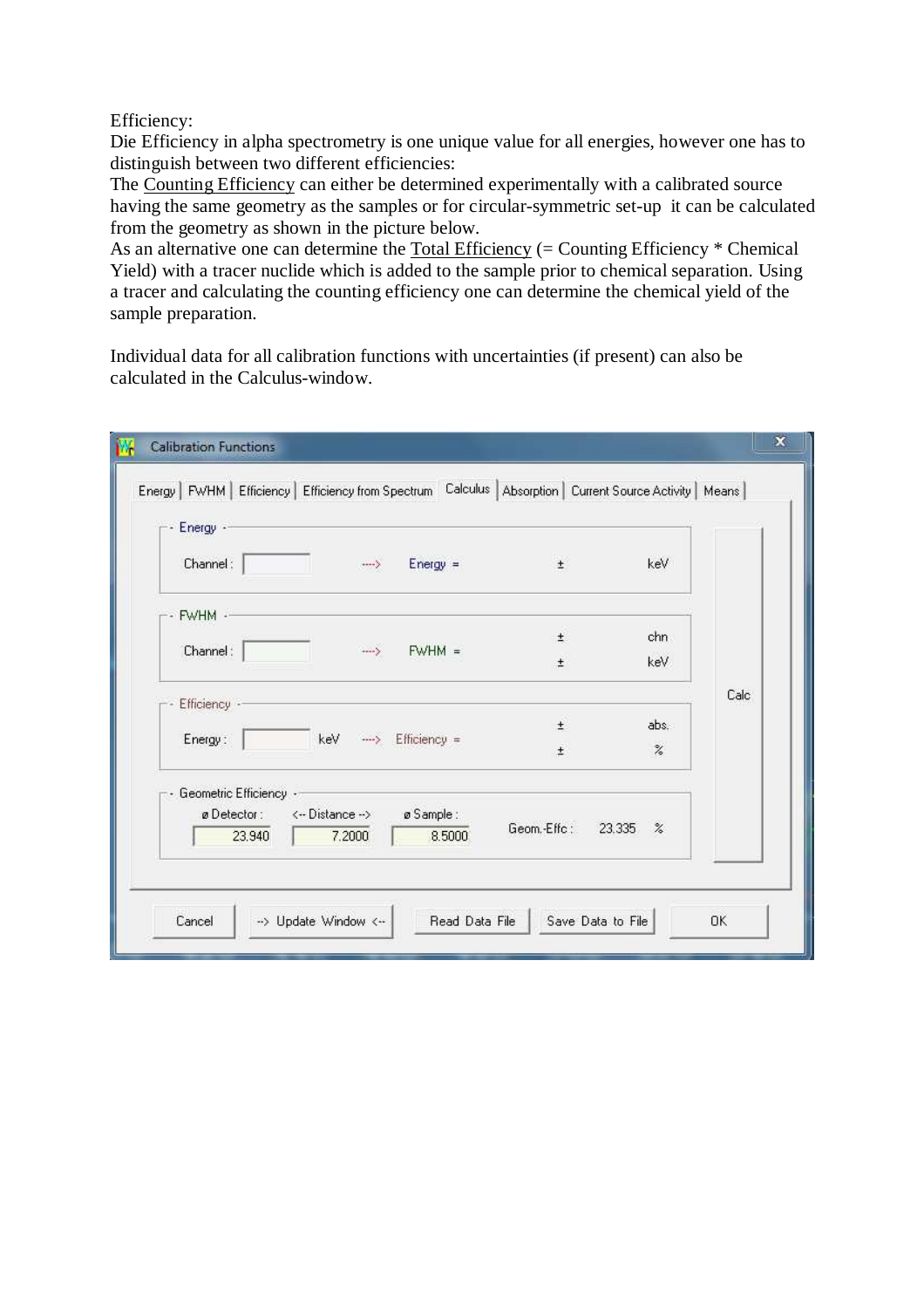Efficiency:

Die Efficiency in alpha spectrometry is one unique value for all energies, however one has to distinguish between two different efficiencies:

The Counting Efficiency can either be determined experimentally with a calibrated source having the same geometry as the samples or for circular-symmetric set-up it can be calculated from the geometry as shown in the picture below.

As an alternative one can determine the Total Efficiency (= Counting Efficiency * Chemical Yield) with a tracer nuclide which is added to the sample prior to chemical separation. Using a tracer and calculating the counting efficiency one can determine the chemical yield of the sample preparation.

Individual data for all calibration functions with uncertainties (if present) can also be calculated in the Calculus-window.

**Calibration Functions**

Energy | FWHM | Efficiency | Efficiency from Spectrum | Calculus | Absorption | Current Source Activity | Means

- Energy
  - Channel: [ ] ---> Energy = ± keV
- FWHM
  - Channel: [ ] ---> FWHM = ± chn, ± keV
- Efficiency
  - Energy: [ ] keV ---> Efficiency = ± abs., ± %
- Geometric Efficiency
  - ø Detector: 23.940 | <-- Distance --> 7.2000 | ø Sample: 8.5000 | Geom.-Effc: 23.335 %

Calc

Cancel | --> Update Window <-- | Read Data File | Save Data to File | OK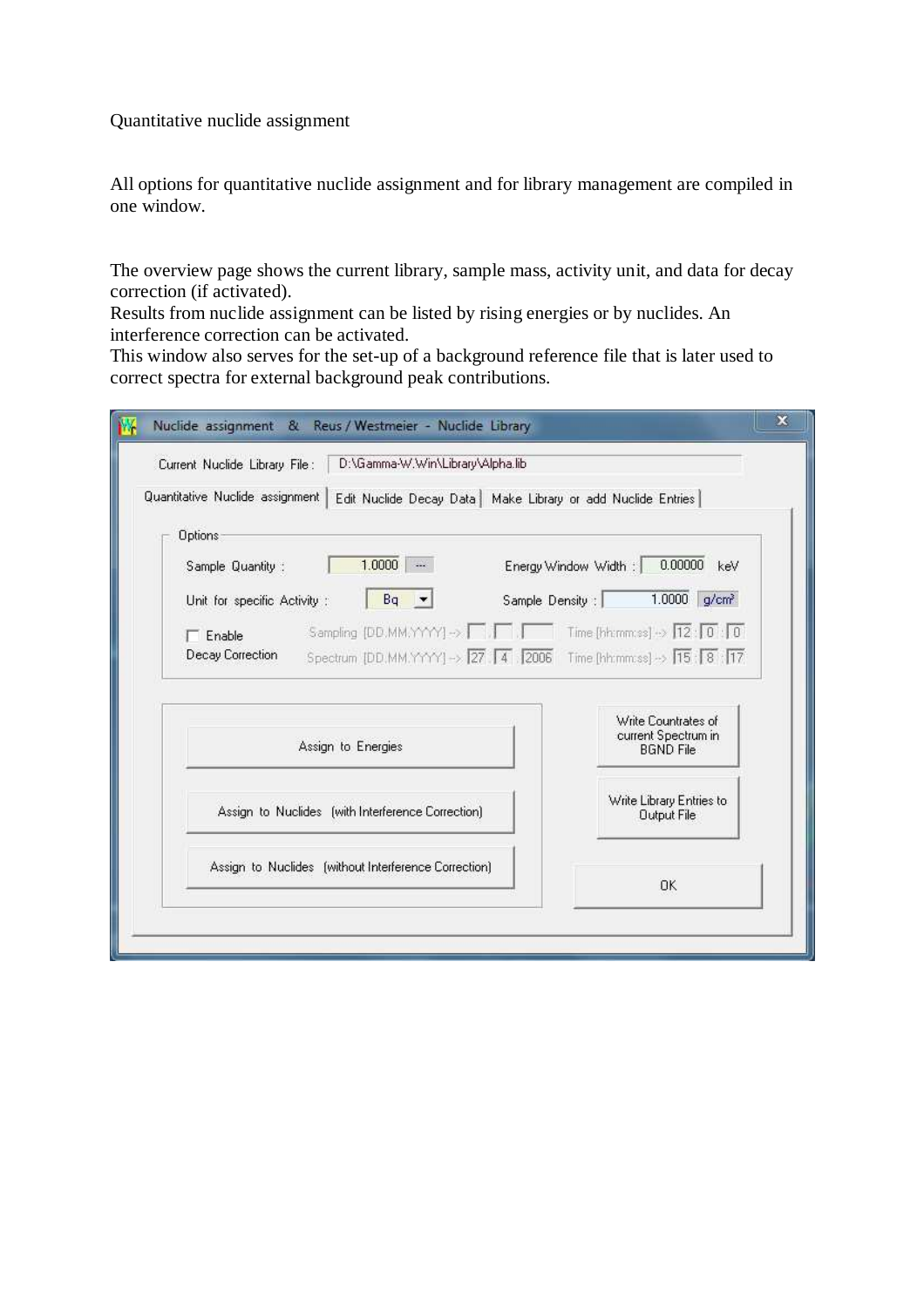Quantitative nuclide assignment

All options for quantitative nuclide assignment and for library management are compiled in one window.

The overview page shows the current library, sample mass, activity unit, and data for decay correction (if activated).
Results from nuclide assignment can be listed by rising energies or by nuclides. An interference correction can be activated.
This window also serves for the set-up of a background reference file that is later used to correct spectra for external background peak contributions.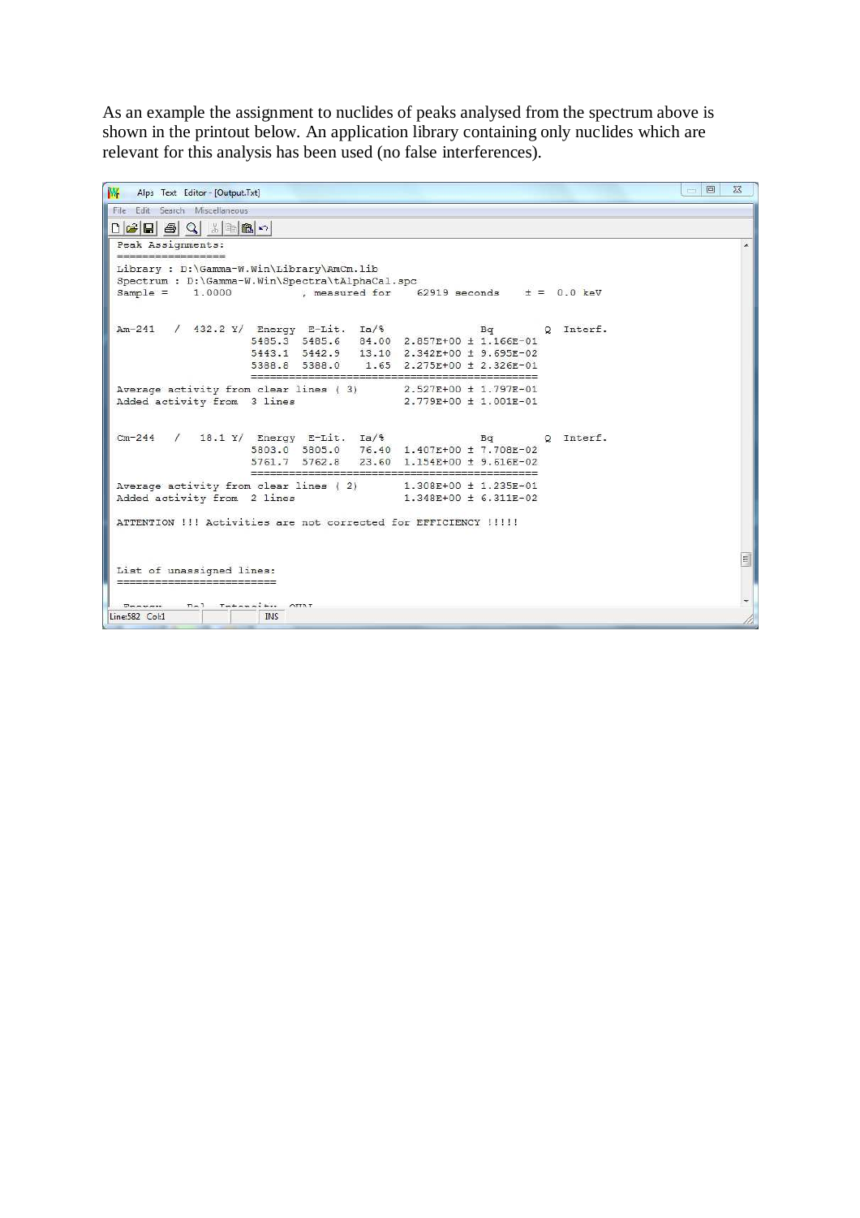As an example the assignment to nuclides of peaks analysed from the spectrum above is shown in the printout below. An application library containing only nuclides which are relevant for this analysis has been used (no false interferences).

```
Alps Text Editor - [Output.Txt]
File  Edit  Search  Miscellaneous

Peak Assignments:
=================

Library : D:\Gamma-W.Win\Library\AmCm.lib
Spectrum : D:\Gamma-W.Win\Spectra\tAlphaCal.spc
Sample =    1.0000            , measured for    62919 seconds    ± =  0.0 keV


Am-241   /  432.2 Y/  Energy  E-Lit.  Ia/%              Bq          Q  Interf.
                      5485.3  5485.6   84.00  2.857E+00 ± 1.166E-01
                      5443.1  5442.9   13.10  2.342E+00 ± 9.695E-02
                      5388.8  5388.0    1.65  2.275E+00 ± 2.326E-01
                      ==============================================
Average activity from clear lines ( 3)        2.527E+00 ± 1.797E-01
Added activity from  3 lines                  2.779E+00 ± 1.001E-01


Cm-244   /   18.1 Y/  Energy  E-Lit.  Ia/%              Bq          Q  Interf.
                      5803.0  5805.0   76.40  1.407E+00 ± 7.708E-02
                      5761.7  5762.8   23.60  1.154E+00 ± 9.616E-02
                      ==============================================
Average activity from clear lines ( 2)        1.308E+00 ± 1.235E-01
Added activity from  2 lines                  1.348E+00 ± 6.311E-02

ATTENTION !!! Activities are not corrected for EFFICIENCY !!!!!



List of unassigned lines:
=========================

Line:582 Col:1          INS
```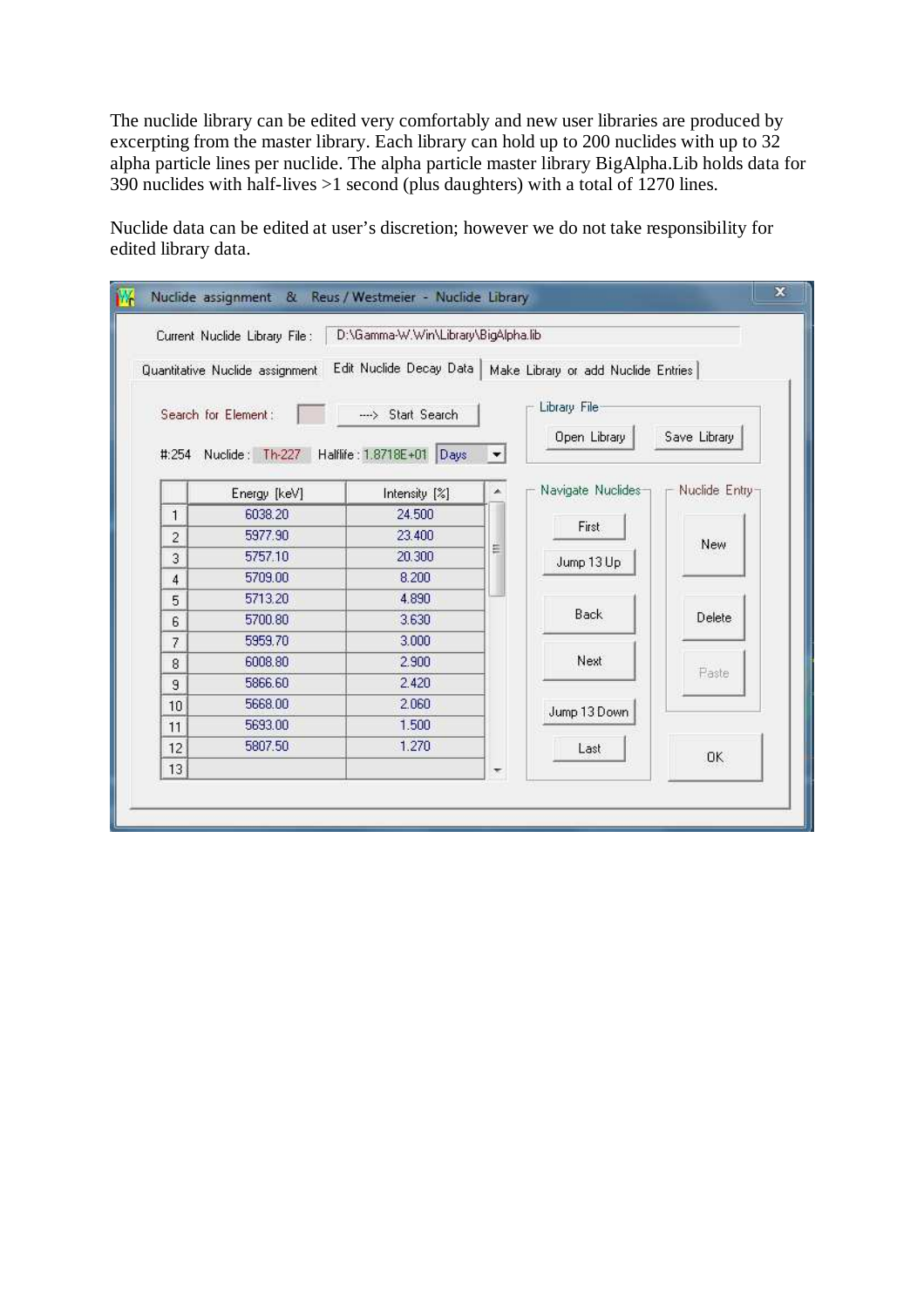The nuclide library can be edited very comfortably and new user libraries are produced by excerpting from the master library. Each library can hold up to 200 nuclides with up to 32 alpha particle lines per nuclide. The alpha particle master library BigAlpha.Lib holds data for 390 nuclides with half-lives >1 second (plus daughters) with a total of 1270 lines.

Nuclide data can be edited at user's discretion; however we do not take responsibility for edited library data.

Nuclide assignment & Reus / Westmeier - Nuclide Library

Current Nuclide Library File : D:\Gamma-W.Win\Library\BigAlpha.lib

Quantitative Nuclide assignment | Edit Nuclide Decay Data | Make Library or add Nuclide Entries

Search for Element : ---> Start Search

Library File: Open Library | Save Library

#:254 Nuclide : Th-227 Halflife : 1.8718E+01 Days

| | Energy [keV] | Intensity [%] |
|---|---|---|
| 1 | 6038.20 | 24.500 |
| 2 | 5977.90 | 23.400 |
| 3 | 5757.10 | 20.300 |
| 4 | 5709.00 | 8.200 |
| 5 | 5713.20 | 4.890 |
| 6 | 5700.80 | 3.630 |
| 7 | 5959.70 | 3.000 |
| 8 | 6008.80 | 2.900 |
| 9 | 5866.60 | 2.420 |
| 10 | 5668.00 | 2.060 |
| 11 | 5693.00 | 1.500 |
| 12 | 5807.50 | 1.270 |
| 13 | | |

Navigate Nuclides: First | Jump 13 Up | Back | Next | Jump 13 Down | Last

Nuclide Entry: New | Delete | Paste

OK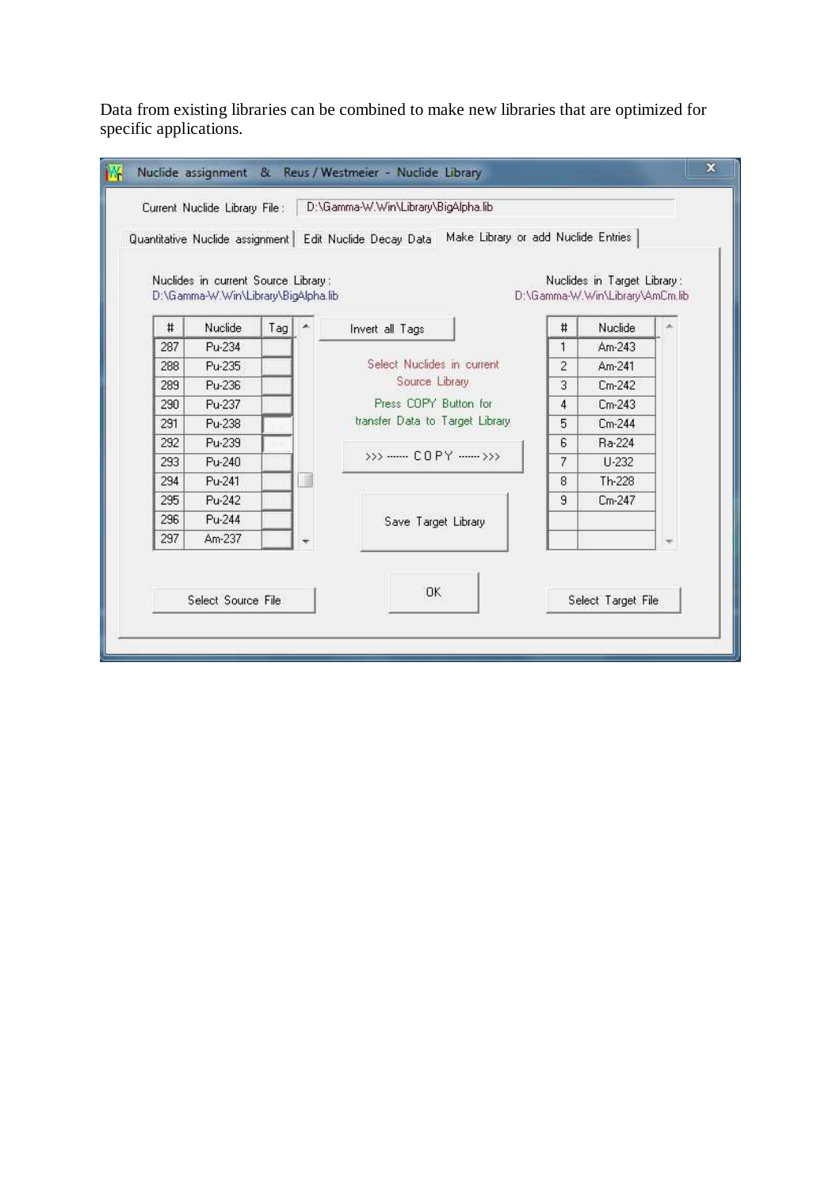Data from existing libraries can be combined to make new libraries that are optimized for specific applications.

Nuclide assignment & Reus / Westmeier - Nuclide Library

Current Nuclide Library File : D:\Gamma-W.Win\Library\BigAlpha.lib

Quantitative Nuclide assignment | Edit Nuclide Decay Data | Make Library or add Nuclide Entries

Nuclides in current Source Library : D:\Gamma-W.Win\Library\BigAlpha.lib

| # | Nuclide | Tag |
|---|---|---|
| 287 | Pu-234 | |
| 288 | Pu-235 | |
| 289 | Pu-236 | |
| 290 | Pu-237 | |
| 291 | Pu-238 | |
| 292 | Pu-239 | |
| 293 | Pu-240 | |
| 294 | Pu-241 | |
| 295 | Pu-242 | |
| 296 | Pu-244 | |
| 297 | Am-237 | |

Invert all Tags

Select Nuclides in current Source Library

Press COPY Button for transfer Data to Target Library

>>> ------ COPY ------ >>>

Save Target Library

Nuclides in Target Library : D:\Gamma-W.Win\Library\AmCm.lib

| # | Nuclide |
|---|---|
| 1 | Am-243 |
| 2 | Am-241 |
| 3 | Cm-242 |
| 4 | Cm-243 |
| 5 | Cm-244 |
| 6 | Ra-224 |
| 7 | U-232 |
| 8 | Th-228 |
| 9 | Cm-247 |

Select Source File | OK | Select Target File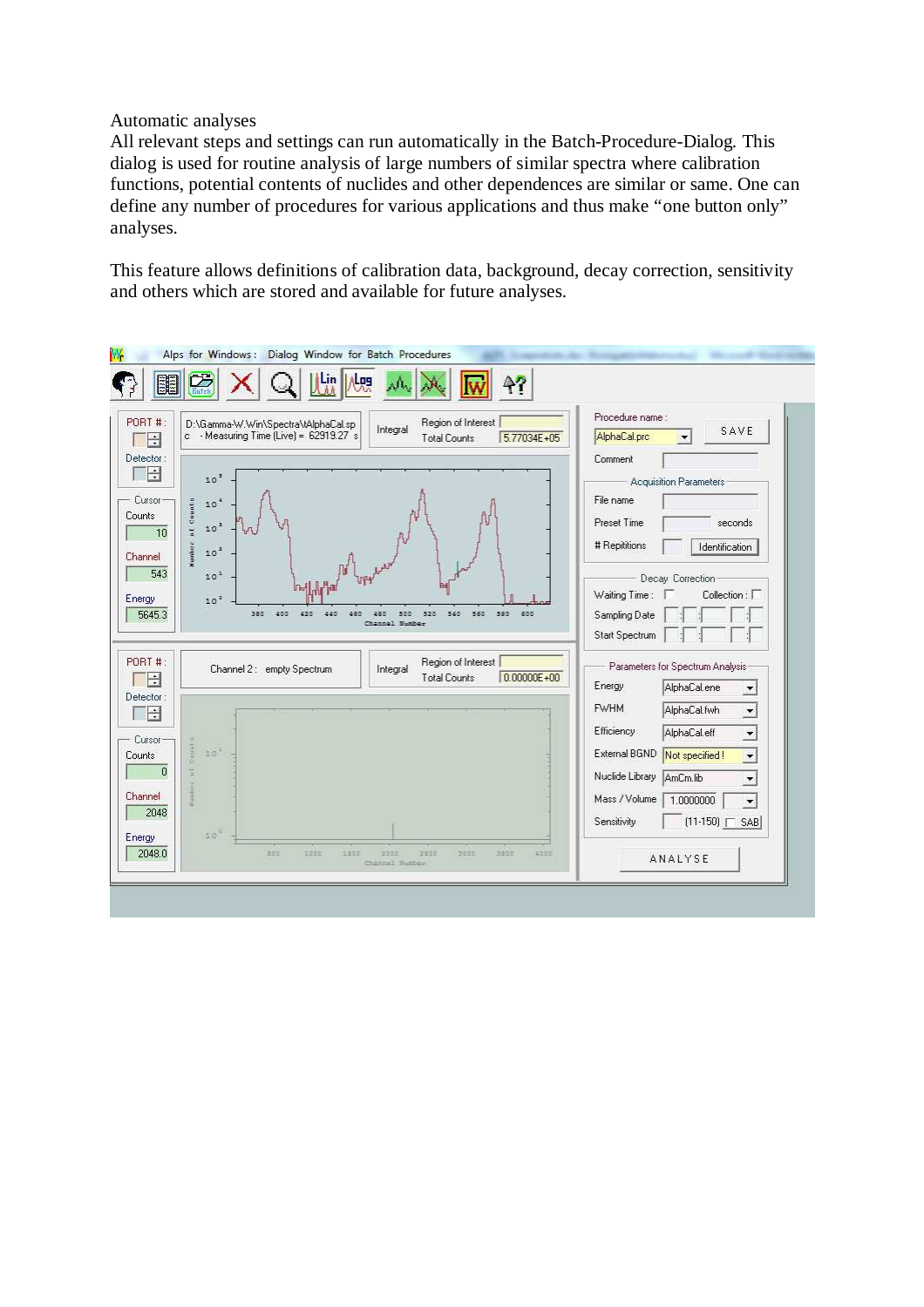Automatic analyses

All relevant steps and settings can run automatically in the Batch-Procedure-Dialog. This dialog is used for routine analysis of large numbers of similar spectra where calibration functions, potential contents of nuclides and other dependences are similar or same. One can define any number of procedures for various applications and thus make “one button only” analyses.

This feature allows definitions of calibration data, background, decay correction, sensitivity and others which are stored and available for future analyses.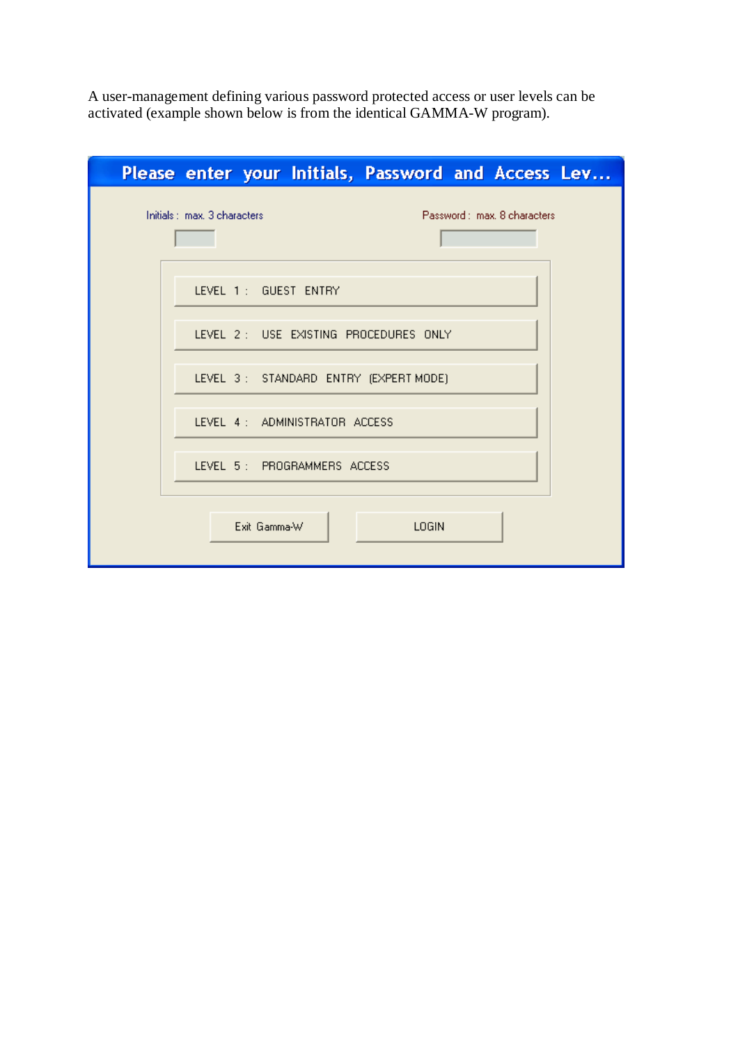A user-management defining various password protected access or user levels can be activated (example shown below is from the identical GAMMA-W program).

**Please enter your Initials, Password and Access Lev...**

Initials : max. 3 characters

Password : max. 8 characters

LEVEL 1 : GUEST ENTRY

LEVEL 2 : USE EXISTING PROCEDURES ONLY

LEVEL 3 : STANDARD ENTRY (EXPERT MODE)

LEVEL 4 : ADMINISTRATOR ACCESS

LEVEL 5 : PROGRAMMERS ACCESS

Exit Gamma-W

LOGIN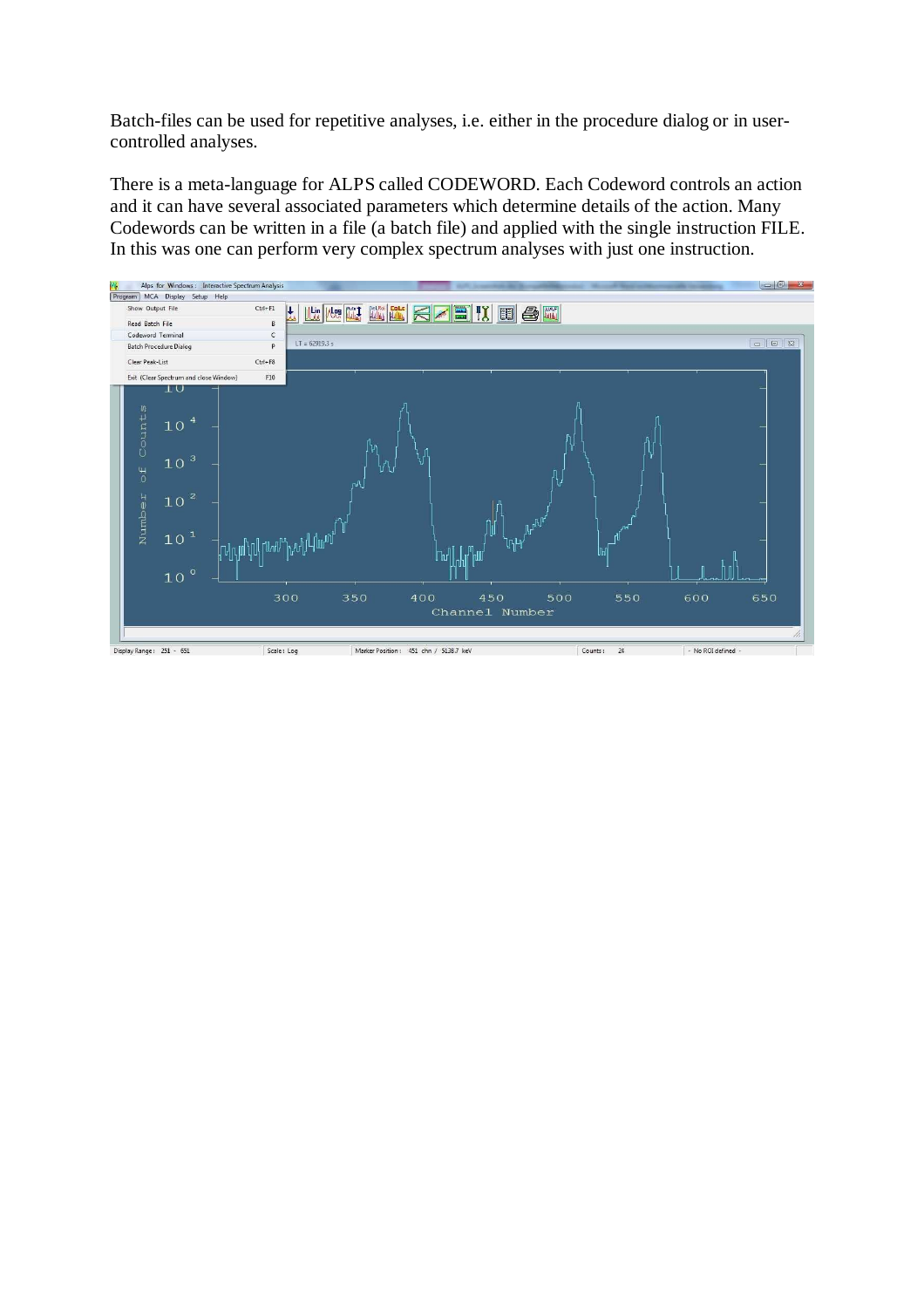Batch-files can be used for repetitive analyses, i.e. either in the procedure dialog or in user-controlled analyses.

There is a meta-language for ALPS called CODEWORD. Each Codeword controls an action and it can have several associated parameters which determine details of the action. Many Codewords can be written in a file (a batch file) and applied with the single instruction FILE. In this was one can perform very complex spectrum analyses with just one instruction.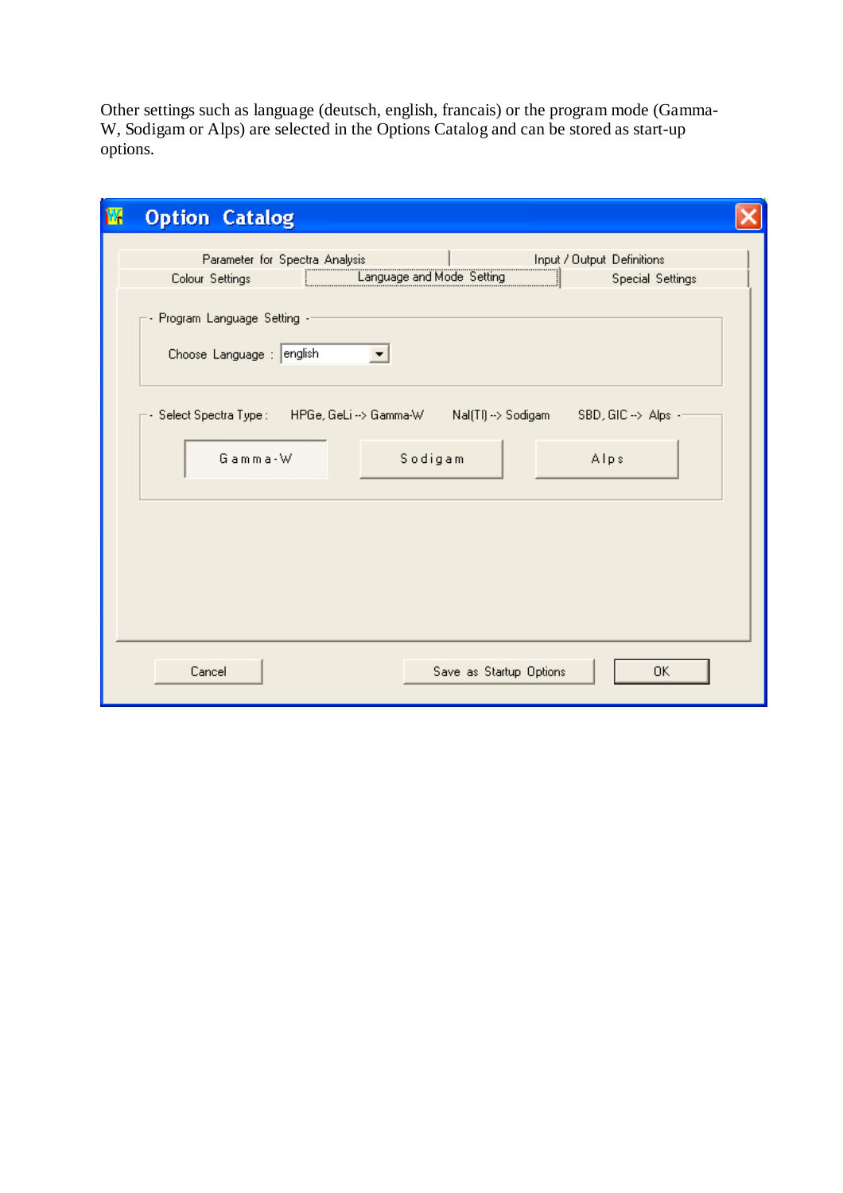Other settings such as language (deutsch, english, francais) or the program mode (Gamma-W, Sodigam or Alps) are selected in the Options Catalog and can be stored as start-up options.

**Option Catalog**

Parameter for Spectra Analysis | Input / Output Definitions

Colour Settings | Language and Mode Setting | Special Settings

Program Language Setting

Choose Language : english

Select Spectra Type : HPGe, GeLi --> Gamma-W NaI(Tl) --> Sodigam SBD, GIC --> Alps

Gamma-W | Sodigam | Alps

Cancel | Save as Startup Options | OK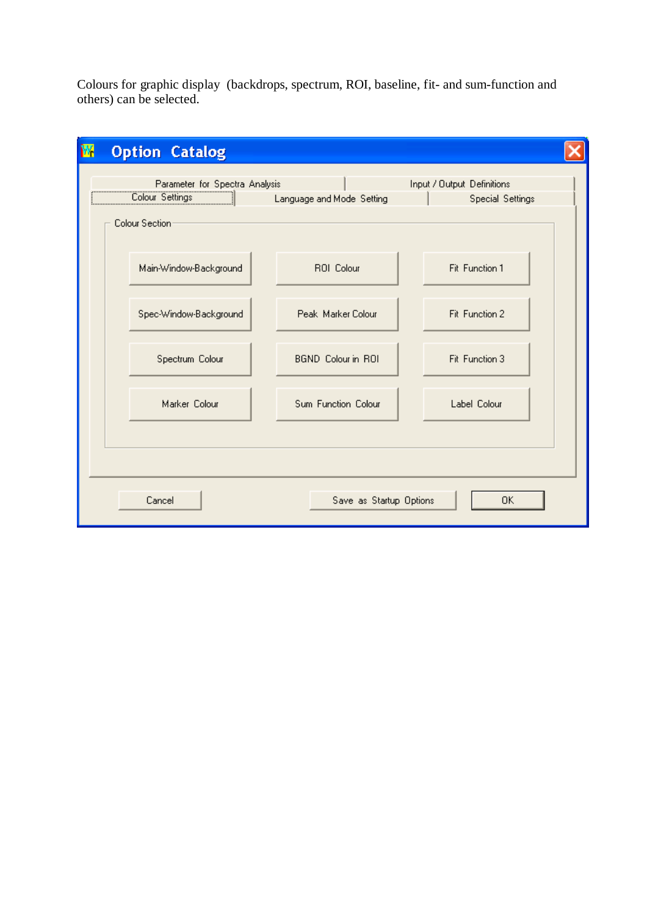Colours for graphic display (backdrops, spectrum, ROI, baseline, fit- and sum-function and others) can be selected.

**Option Catalog**

Parameter for Spectra Analysis | Input / Output Definitions
Colour Settings | Language and Mode Setting | Special Settings

Colour Section

| | | |
|---|---|---|
| Main-Window-Background | ROI Colour | Fit Function 1 |
| Spec-Window-Background | Peak Marker Colour | Fit Function 2 |
| Spectrum Colour | BGND Colour in ROI | Fit Function 3 |
| Marker Colour | Sum Function Colour | Label Colour |

Cancel | Save as Startup Options | OK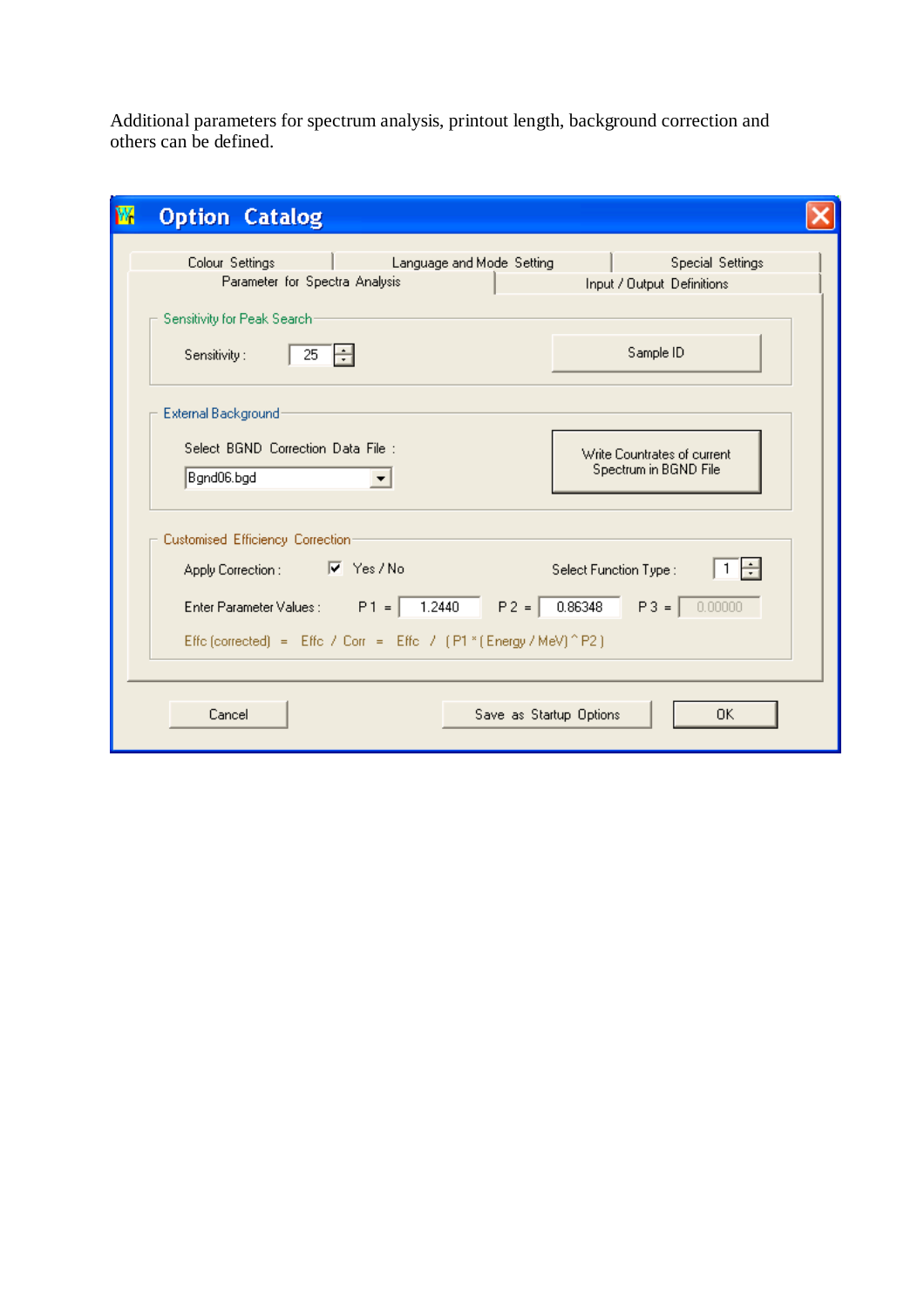Additional parameters for spectrum analysis, printout length, background correction and others can be defined.

**Option Catalog**

Colour Settings | Language and Mode Setting | Special Settings
Parameter for Spectra Analysis | Input / Output Definitions

Sensitivity for Peak Search

Sensitivity : 25

Sample ID

External Background

Select BGND Correction Data File :

Bgnd06.bgd

Write Countrates of current Spectrum in BGND File

Customised Efficiency Correction

Apply Correction : ☑ Yes / No

Select Function Type : 1

Enter Parameter Values : P 1 = 1.2440 P 2 = 0.86348 P 3 = 0.00000

Effc (corrected) = Effc / Corr = Effc / ( P1 * ( Energy / MeV) ^ P2 )

Cancel | Save as Startup Options | OK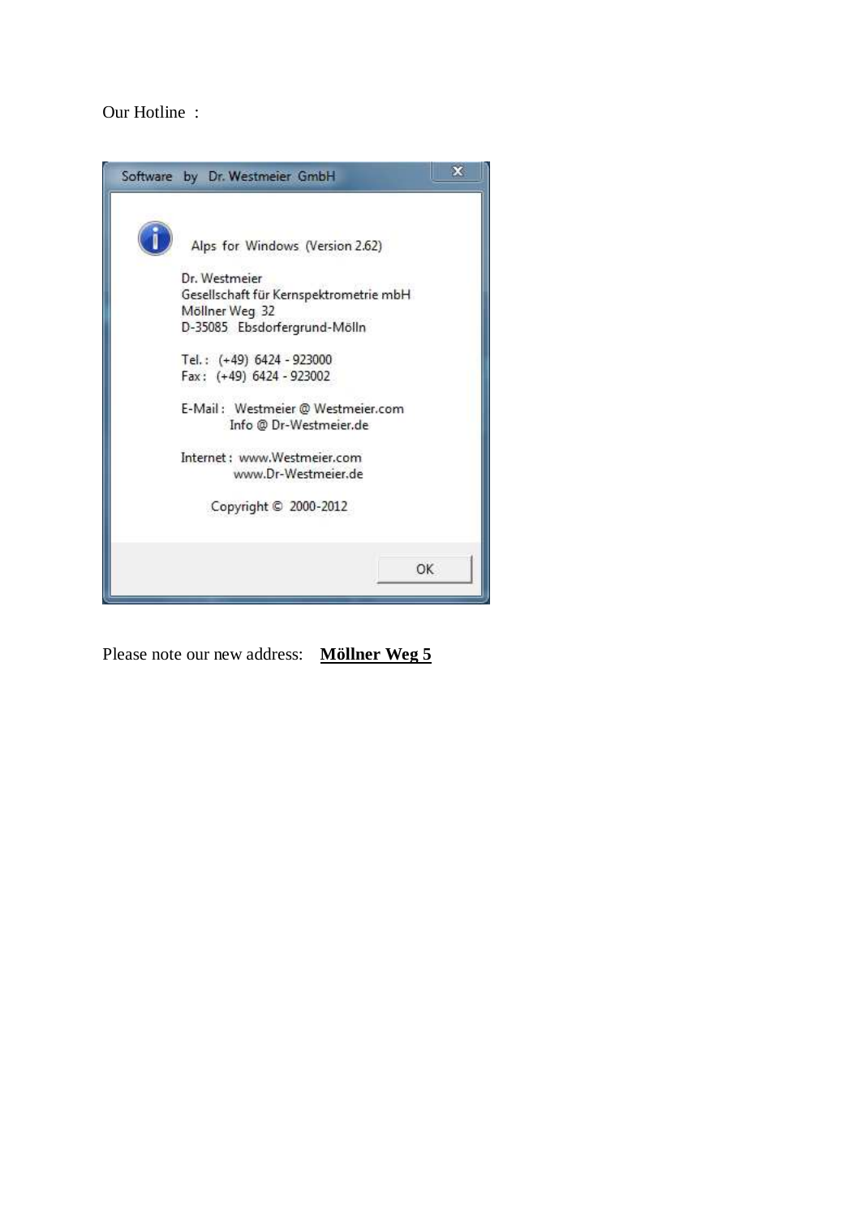Our Hotline :

Software by Dr. Westmeier GmbH

Alps for Windows (Version 2.62)

Dr. Westmeier
Gesellschaft für Kernspektrometrie mbH
Möllner Weg 32
D-35085 Ebsdorfergrund-Mölln

Tel.: (+49) 6424 - 923000
Fax: (+49) 6424 - 923002

E-Mail: Westmeier @ Westmeier.com
Info @ Dr-Westmeier.de

Internet: www.Westmeier.com
www.Dr-Westmeier.de

Copyright © 2000-2012

OK

Please note our new address: **Möllner Weg 5**